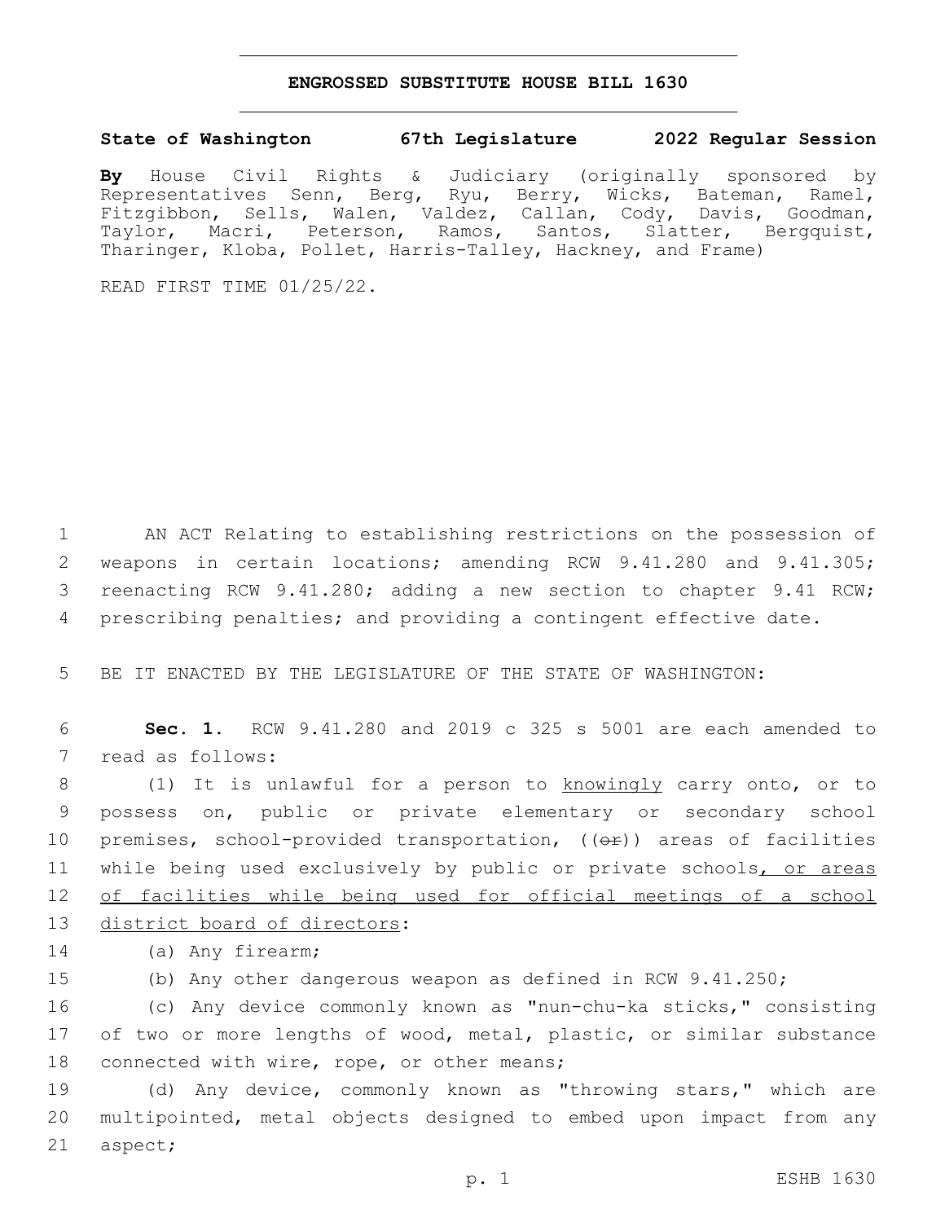# ENGROSSED SUBSTITUTE HOUSE BILL 1630

**State of Washington 67th Legislature 2022 Regular Session**

**By** House Civil Rights & Judiciary (originally sponsored by Representatives Senn, Berg, Ryu, Berry, Wicks, Bateman, Ramel, Fitzgibbon, Sells, Walen, Valdez, Callan, Cody, Davis, Goodman, Taylor, Macri, Peterson, Ramos, Santos, Slatter, Bergquist, Tharinger, Kloba, Pollet, Harris-Talley, Hackney, and Frame)

READ FIRST TIME 01/25/22.

AN ACT Relating to establishing restrictions on the possession of weapons in certain locations; amending RCW 9.41.280 and 9.41.305; reenacting RCW 9.41.280; adding a new section to chapter 9.41 RCW; prescribing penalties; and providing a contingent effective date.

BE IT ENACTED BY THE LEGISLATURE OF THE STATE OF WASHINGTON:

**Sec. 1.** RCW 9.41.280 and 2019 c 325 s 5001 are each amended to read as follows:

(1) It is unlawful for a person to <u>knowingly</u> carry onto, or to possess on, public or private elementary or secondary school premises, school-provided transportation, ((~~or~~)) areas of facilities while being used exclusively by public or private schools<u>, or areas of facilities while being used for official meetings of a school district board of directors</u>:

(a) Any firearm;

(b) Any other dangerous weapon as defined in RCW 9.41.250;

(c) Any device commonly known as "nun-chu-ka sticks," consisting of two or more lengths of wood, metal, plastic, or similar substance connected with wire, rope, or other means;

(d) Any device, commonly known as "throwing stars," which are multipointed, metal objects designed to embed upon impact from any aspect;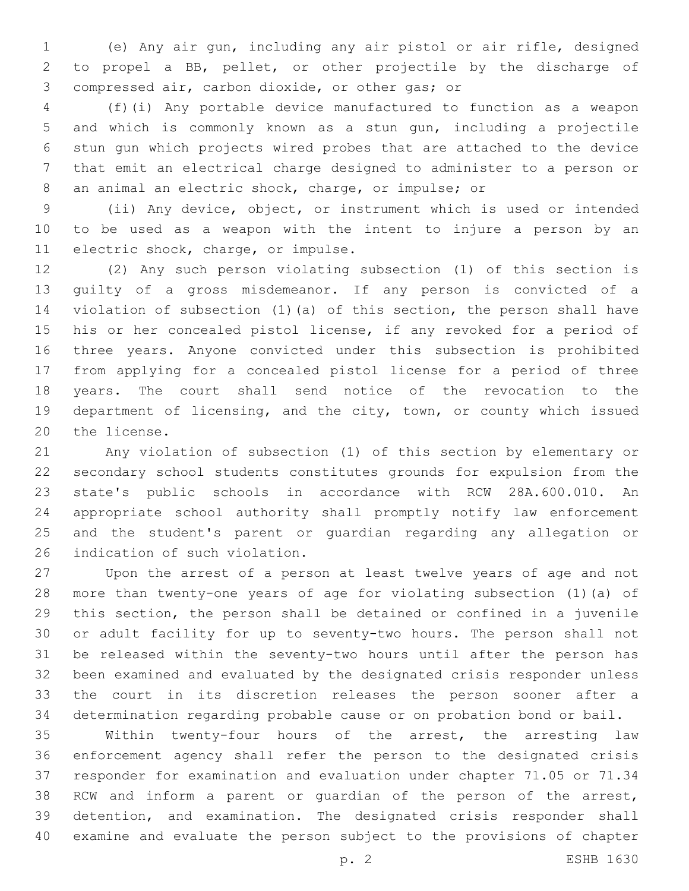(e) Any air gun, including any air pistol or air rifle, designed to propel a BB, pellet, or other projectile by the discharge of compressed air, carbon dioxide, or other gas; or

(f)(i) Any portable device manufactured to function as a weapon and which is commonly known as a stun gun, including a projectile stun gun which projects wired probes that are attached to the device that emit an electrical charge designed to administer to a person or an animal an electric shock, charge, or impulse; or

(ii) Any device, object, or instrument which is used or intended to be used as a weapon with the intent to injure a person by an electric shock, charge, or impulse.

(2) Any such person violating subsection (1) of this section is guilty of a gross misdemeanor. If any person is convicted of a violation of subsection (1)(a) of this section, the person shall have his or her concealed pistol license, if any revoked for a period of three years. Anyone convicted under this subsection is prohibited from applying for a concealed pistol license for a period of three years. The court shall send notice of the revocation to the department of licensing, and the city, town, or county which issued the license.

Any violation of subsection (1) of this section by elementary or secondary school students constitutes grounds for expulsion from the state's public schools in accordance with RCW 28A.600.010. An appropriate school authority shall promptly notify law enforcement and the student's parent or guardian regarding any allegation or indication of such violation.

Upon the arrest of a person at least twelve years of age and not more than twenty-one years of age for violating subsection (1)(a) of this section, the person shall be detained or confined in a juvenile or adult facility for up to seventy-two hours. The person shall not be released within the seventy-two hours until after the person has been examined and evaluated by the designated crisis responder unless the court in its discretion releases the person sooner after a determination regarding probable cause or on probation bond or bail.

Within twenty-four hours of the arrest, the arresting law enforcement agency shall refer the person to the designated crisis responder for examination and evaluation under chapter 71.05 or 71.34 RCW and inform a parent or guardian of the person of the arrest, detention, and examination. The designated crisis responder shall examine and evaluate the person subject to the provisions of chapter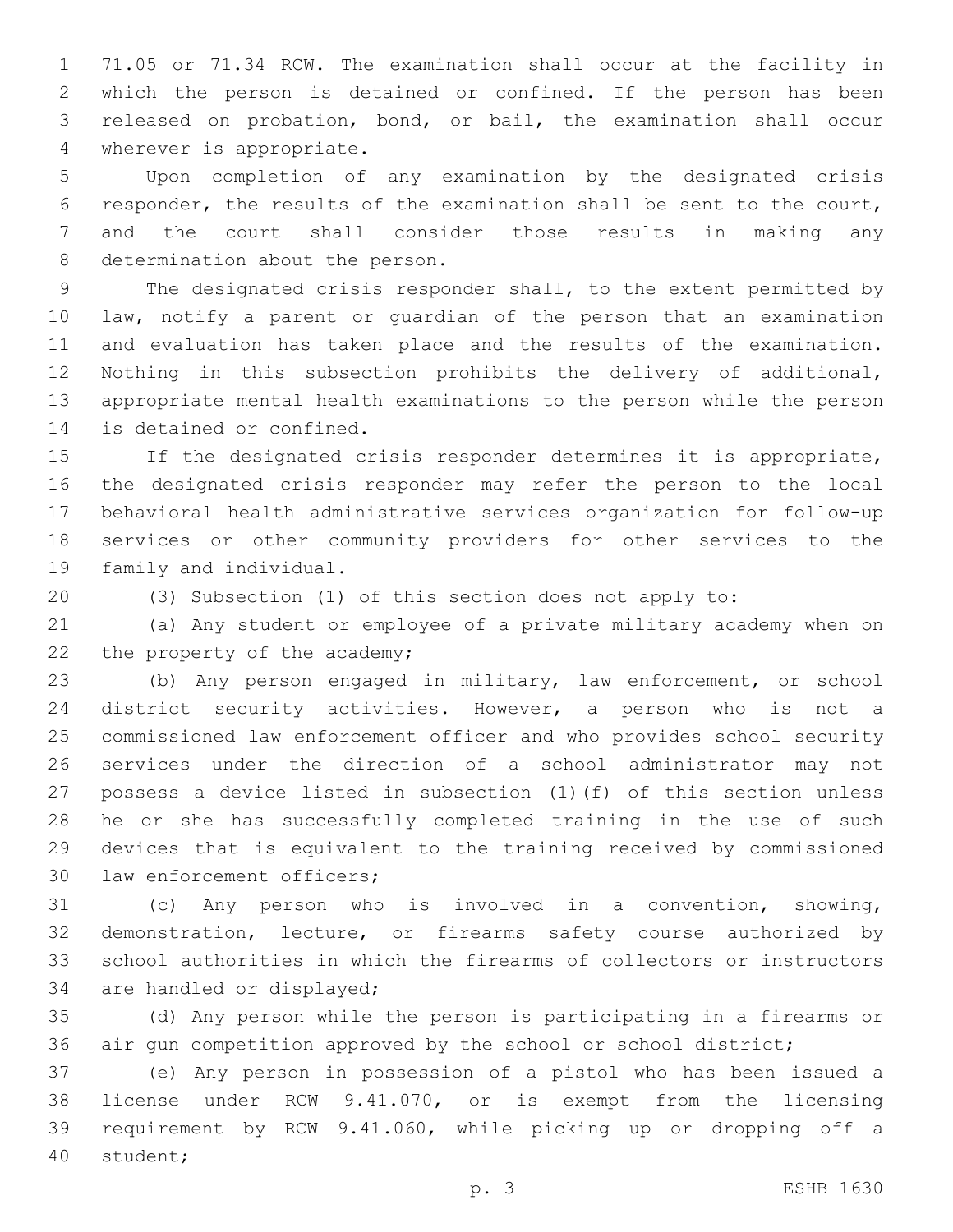71.05 or 71.34 RCW. The examination shall occur at the facility in which the person is detained or confined. If the person has been released on probation, bond, or bail, the examination shall occur wherever is appropriate.

Upon completion of any examination by the designated crisis responder, the results of the examination shall be sent to the court, and the court shall consider those results in making any determination about the person.

The designated crisis responder shall, to the extent permitted by law, notify a parent or guardian of the person that an examination and evaluation has taken place and the results of the examination. Nothing in this subsection prohibits the delivery of additional, appropriate mental health examinations to the person while the person is detained or confined.

If the designated crisis responder determines it is appropriate, the designated crisis responder may refer the person to the local behavioral health administrative services organization for follow-up services or other community providers for other services to the family and individual.

(3) Subsection (1) of this section does not apply to:

(a) Any student or employee of a private military academy when on the property of the academy;

(b) Any person engaged in military, law enforcement, or school district security activities. However, a person who is not a commissioned law enforcement officer and who provides school security services under the direction of a school administrator may not possess a device listed in subsection (1)(f) of this section unless he or she has successfully completed training in the use of such devices that is equivalent to the training received by commissioned law enforcement officers;

(c) Any person who is involved in a convention, showing, demonstration, lecture, or firearms safety course authorized by school authorities in which the firearms of collectors or instructors are handled or displayed;

(d) Any person while the person is participating in a firearms or air gun competition approved by the school or school district;

(e) Any person in possession of a pistol who has been issued a license under RCW 9.41.070, or is exempt from the licensing requirement by RCW 9.41.060, while picking up or dropping off a student;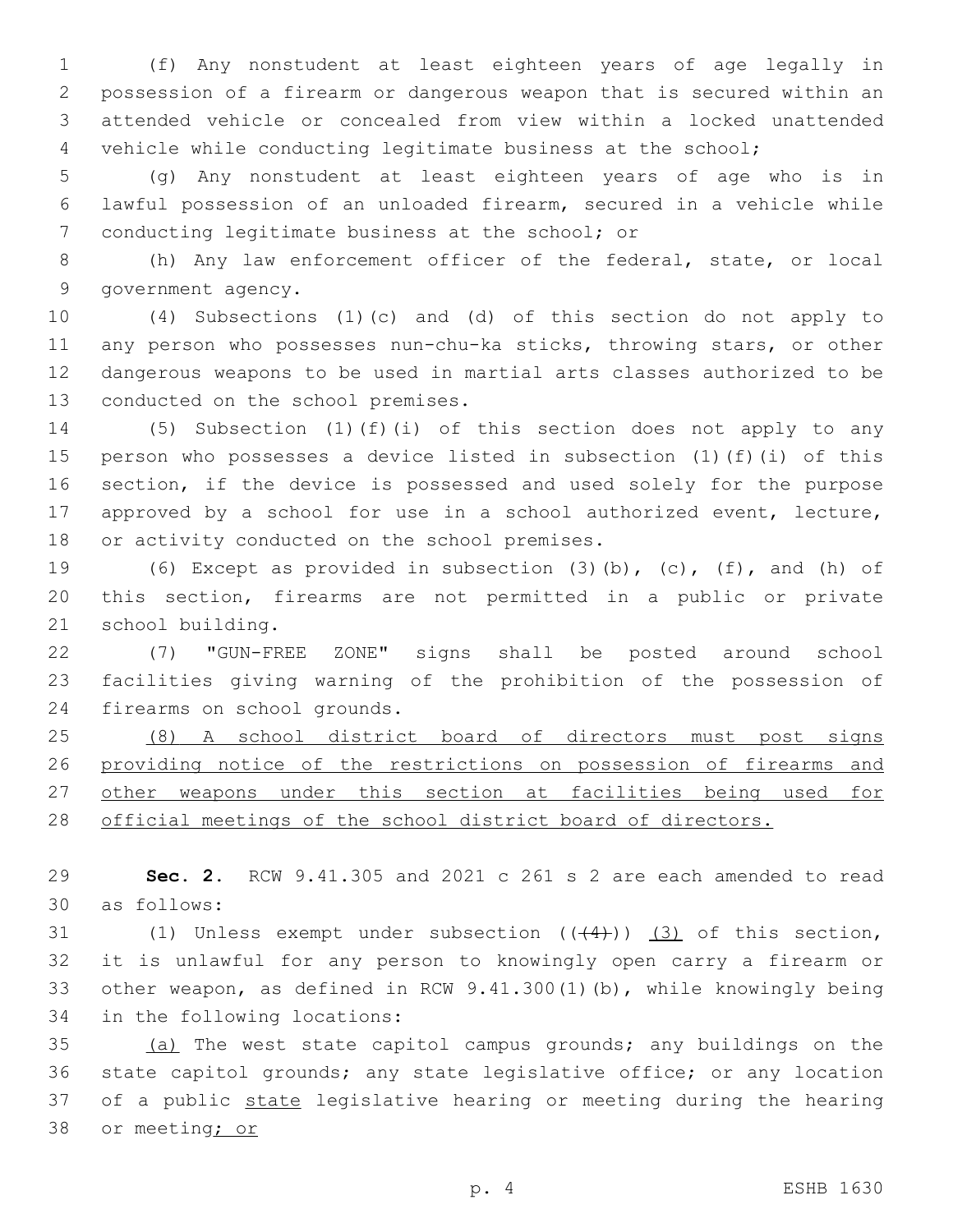(f) Any nonstudent at least eighteen years of age legally in possession of a firearm or dangerous weapon that is secured within an attended vehicle or concealed from view within a locked unattended vehicle while conducting legitimate business at the school;

(g) Any nonstudent at least eighteen years of age who is in lawful possession of an unloaded firearm, secured in a vehicle while conducting legitimate business at the school; or

(h) Any law enforcement officer of the federal, state, or local government agency.

(4) Subsections (1)(c) and (d) of this section do not apply to any person who possesses nun-chu-ka sticks, throwing stars, or other dangerous weapons to be used in martial arts classes authorized to be conducted on the school premises.

(5) Subsection (1)(f)(i) of this section does not apply to any person who possesses a device listed in subsection (1)(f)(i) of this section, if the device is possessed and used solely for the purpose approved by a school for use in a school authorized event, lecture, or activity conducted on the school premises.

(6) Except as provided in subsection (3)(b), (c), (f), and (h) of this section, firearms are not permitted in a public or private school building.

(7) "GUN-FREE ZONE" signs shall be posted around school facilities giving warning of the prohibition of the possession of firearms on school grounds.

<u>(8) A school district board of directors must post signs providing notice of the restrictions on possession of firearms and other weapons under this section at facilities being used for official meetings of the school district board of directors.</u>

**Sec. 2.** RCW 9.41.305 and 2021 c 261 s 2 are each amended to read as follows:

(1) Unless exempt under subsection ~~((4))~~ <u>(3)</u> of this section, it is unlawful for any person to knowingly open carry a firearm or other weapon, as defined in RCW 9.41.300(1)(b), while knowingly being in the following locations:

<u>(a)</u> The west state capitol campus grounds; any buildings on the state capitol grounds; any state legislative office; or any location of a public <u>state</u> legislative hearing or meeting during the hearing or meeting<u>; or</u>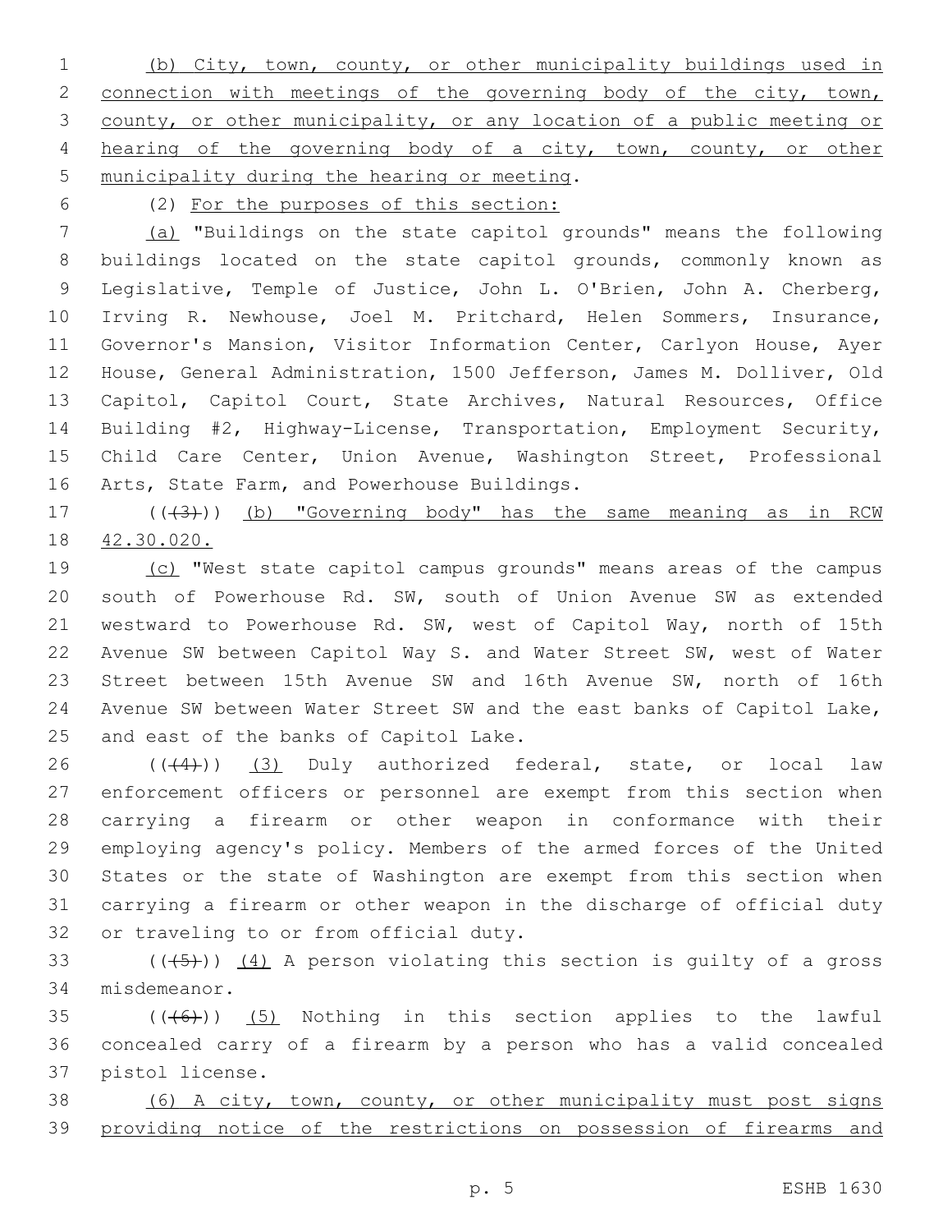(b) City, town, county, or other municipality buildings used in connection with meetings of the governing body of the city, town, county, or other municipality, or any location of a public meeting or hearing of the governing body of a city, town, county, or other municipality during the hearing or meeting.

(2) For the purposes of this section:

(a) "Buildings on the state capitol grounds" means the following buildings located on the state capitol grounds, commonly known as Legislative, Temple of Justice, John L. O'Brien, John A. Cherberg, Irving R. Newhouse, Joel M. Pritchard, Helen Sommers, Insurance, Governor's Mansion, Visitor Information Center, Carlyon House, Ayer House, General Administration, 1500 Jefferson, James M. Dolliver, Old Capitol, Capitol Court, State Archives, Natural Resources, Office Building #2, Highway-License, Transportation, Employment Security, Child Care Center, Union Avenue, Washington Street, Professional Arts, State Farm, and Powerhouse Buildings.

((~~(3)~~)) (b) "Governing body" has the same meaning as in RCW 42.30.020.

(c) "West state capitol campus grounds" means areas of the campus south of Powerhouse Rd. SW, south of Union Avenue SW as extended westward to Powerhouse Rd. SW, west of Capitol Way, north of 15th Avenue SW between Capitol Way S. and Water Street SW, west of Water Street between 15th Avenue SW and 16th Avenue SW, north of 16th Avenue SW between Water Street SW and the east banks of Capitol Lake, and east of the banks of Capitol Lake.

((~~(4)~~)) (3) Duly authorized federal, state, or local law enforcement officers or personnel are exempt from this section when carrying a firearm or other weapon in conformance with their employing agency's policy. Members of the armed forces of the United States or the state of Washington are exempt from this section when carrying a firearm or other weapon in the discharge of official duty or traveling to or from official duty.

((~~(5)~~)) (4) A person violating this section is guilty of a gross misdemeanor.

((~~(6)~~)) (5) Nothing in this section applies to the lawful concealed carry of a firearm by a person who has a valid concealed pistol license.

(6) A city, town, county, or other municipality must post signs providing notice of the restrictions on possession of firearms and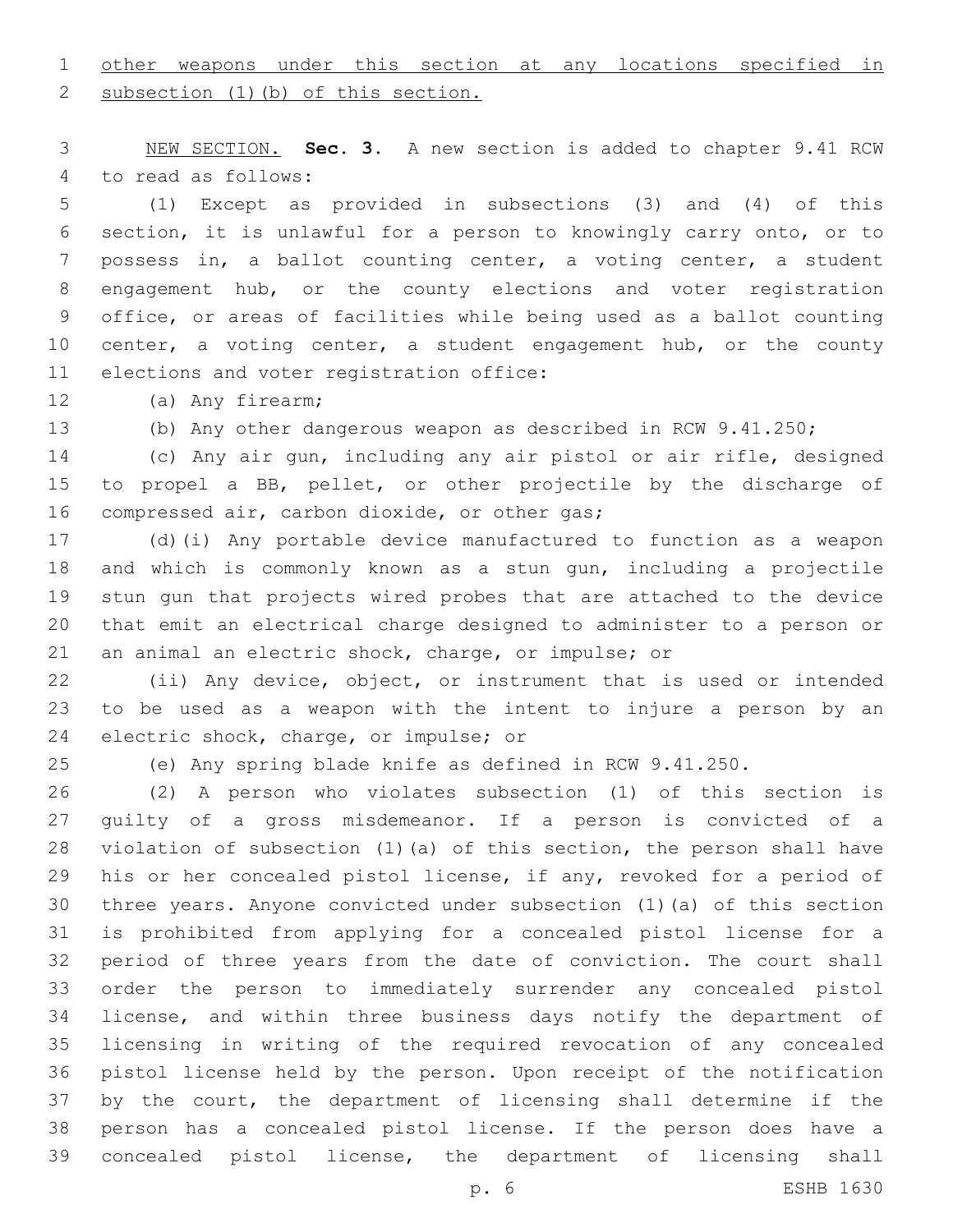other weapons under this section at any locations specified in subsection (1)(b) of this section.

NEW SECTION. **Sec. 3.** A new section is added to chapter 9.41 RCW to read as follows:

(1) Except as provided in subsections (3) and (4) of this section, it is unlawful for a person to knowingly carry onto, or to possess in, a ballot counting center, a voting center, a student engagement hub, or the county elections and voter registration office, or areas of facilities while being used as a ballot counting center, a voting center, a student engagement hub, or the county elections and voter registration office:

(a) Any firearm;

(b) Any other dangerous weapon as described in RCW 9.41.250;

(c) Any air gun, including any air pistol or air rifle, designed to propel a BB, pellet, or other projectile by the discharge of compressed air, carbon dioxide, or other gas;

(d)(i) Any portable device manufactured to function as a weapon and which is commonly known as a stun gun, including a projectile stun gun that projects wired probes that are attached to the device that emit an electrical charge designed to administer to a person or an animal an electric shock, charge, or impulse; or

(ii) Any device, object, or instrument that is used or intended to be used as a weapon with the intent to injure a person by an electric shock, charge, or impulse; or

(e) Any spring blade knife as defined in RCW 9.41.250.

(2) A person who violates subsection (1) of this section is guilty of a gross misdemeanor. If a person is convicted of a violation of subsection (1)(a) of this section, the person shall have his or her concealed pistol license, if any, revoked for a period of three years. Anyone convicted under subsection (1)(a) of this section is prohibited from applying for a concealed pistol license for a period of three years from the date of conviction. The court shall order the person to immediately surrender any concealed pistol license, and within three business days notify the department of licensing in writing of the required revocation of any concealed pistol license held by the person. Upon receipt of the notification by the court, the department of licensing shall determine if the person has a concealed pistol license. If the person does have a concealed pistol license, the department of licensing shall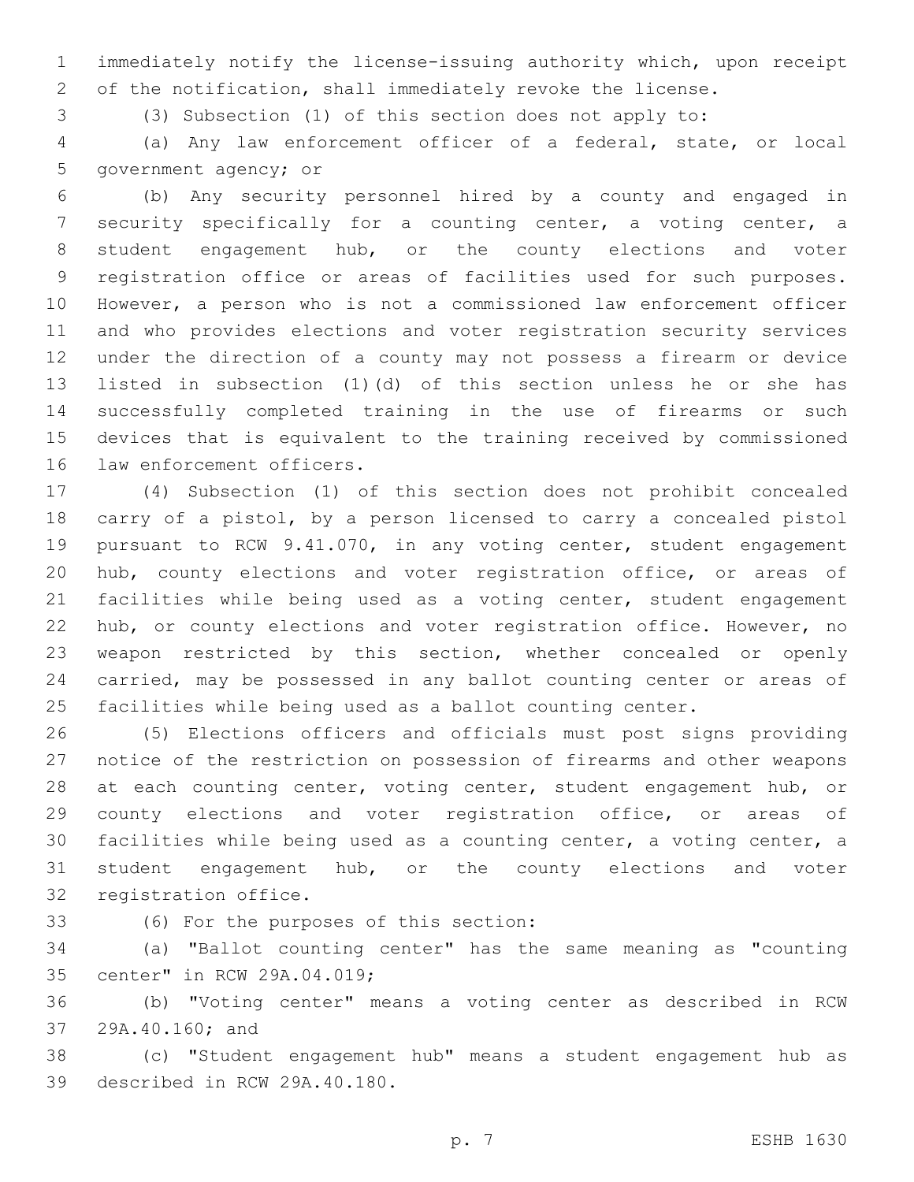immediately notify the license-issuing authority which, upon receipt of the notification, shall immediately revoke the license.

(3) Subsection (1) of this section does not apply to:

(a) Any law enforcement officer of a federal, state, or local government agency; or

(b) Any security personnel hired by a county and engaged in security specifically for a counting center, a voting center, a student engagement hub, or the county elections and voter registration office or areas of facilities used for such purposes. However, a person who is not a commissioned law enforcement officer and who provides elections and voter registration security services under the direction of a county may not possess a firearm or device listed in subsection (1)(d) of this section unless he or she has successfully completed training in the use of firearms or such devices that is equivalent to the training received by commissioned law enforcement officers.

(4) Subsection (1) of this section does not prohibit concealed carry of a pistol, by a person licensed to carry a concealed pistol pursuant to RCW 9.41.070, in any voting center, student engagement hub, county elections and voter registration office, or areas of facilities while being used as a voting center, student engagement hub, or county elections and voter registration office. However, no weapon restricted by this section, whether concealed or openly carried, may be possessed in any ballot counting center or areas of facilities while being used as a ballot counting center.

(5) Elections officers and officials must post signs providing notice of the restriction on possession of firearms and other weapons at each counting center, voting center, student engagement hub, or county elections and voter registration office, or areas of facilities while being used as a counting center, a voting center, a student engagement hub, or the county elections and voter registration office.

(6) For the purposes of this section:

(a) "Ballot counting center" has the same meaning as "counting center" in RCW 29A.04.019;

(b) "Voting center" means a voting center as described in RCW 29A.40.160; and

(c) "Student engagement hub" means a student engagement hub as described in RCW 29A.40.180.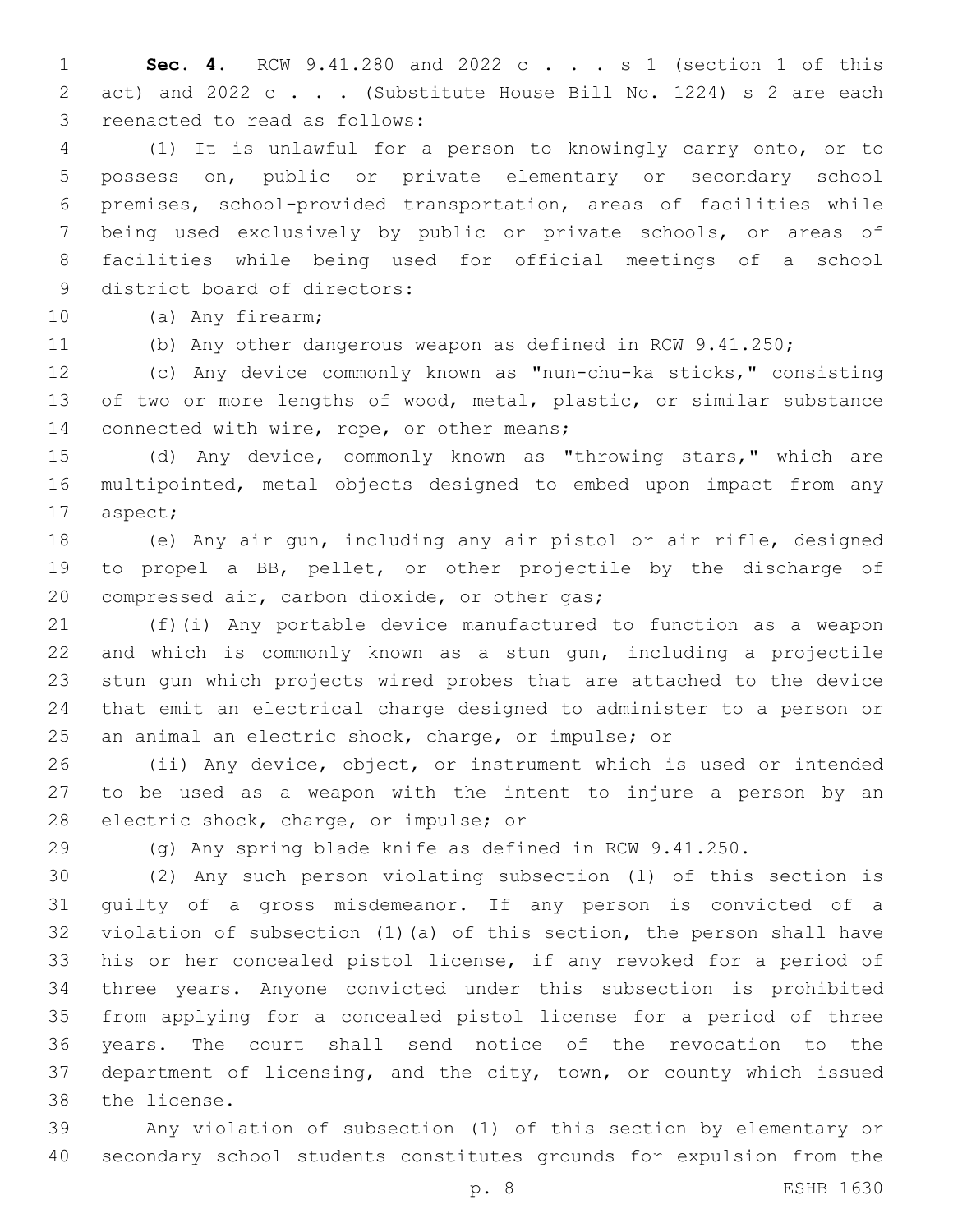**Sec. 4.** RCW 9.41.280 and 2022 c . . . s 1 (section 1 of this act) and 2022 c . . . (Substitute House Bill No. 1224) s 2 are each reenacted to read as follows:

(1) It is unlawful for a person to knowingly carry onto, or to possess on, public or private elementary or secondary school premises, school-provided transportation, areas of facilities while being used exclusively by public or private schools, or areas of facilities while being used for official meetings of a school district board of directors:

(a) Any firearm;

(b) Any other dangerous weapon as defined in RCW 9.41.250;

(c) Any device commonly known as "nun-chu-ka sticks," consisting of two or more lengths of wood, metal, plastic, or similar substance connected with wire, rope, or other means;

(d) Any device, commonly known as "throwing stars," which are multipointed, metal objects designed to embed upon impact from any aspect;

(e) Any air gun, including any air pistol or air rifle, designed to propel a BB, pellet, or other projectile by the discharge of compressed air, carbon dioxide, or other gas;

(f)(i) Any portable device manufactured to function as a weapon and which is commonly known as a stun gun, including a projectile stun gun which projects wired probes that are attached to the device that emit an electrical charge designed to administer to a person or an animal an electric shock, charge, or impulse; or

(ii) Any device, object, or instrument which is used or intended to be used as a weapon with the intent to injure a person by an electric shock, charge, or impulse; or

(g) Any spring blade knife as defined in RCW 9.41.250.

(2) Any such person violating subsection (1) of this section is guilty of a gross misdemeanor. If any person is convicted of a violation of subsection (1)(a) of this section, the person shall have his or her concealed pistol license, if any revoked for a period of three years. Anyone convicted under this subsection is prohibited from applying for a concealed pistol license for a period of three years. The court shall send notice of the revocation to the department of licensing, and the city, town, or county which issued the license.

Any violation of subsection (1) of this section by elementary or secondary school students constitutes grounds for expulsion from the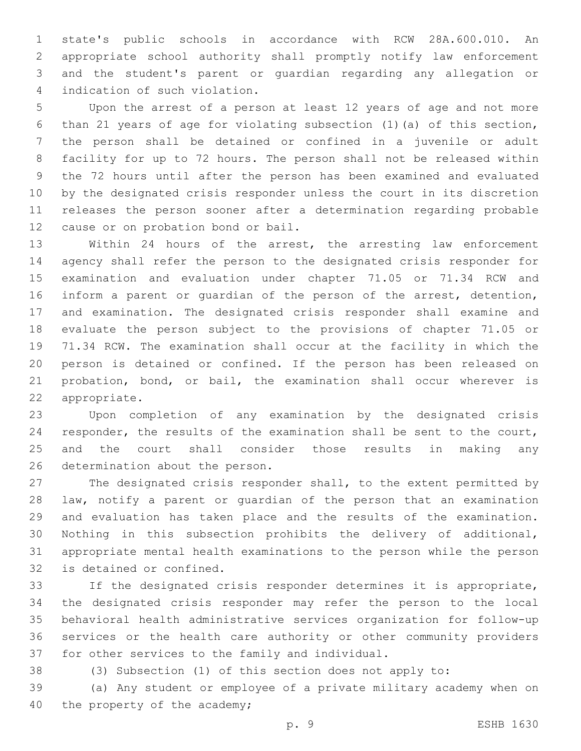state's public schools in accordance with RCW 28A.600.010. An appropriate school authority shall promptly notify law enforcement and the student's parent or guardian regarding any allegation or indication of such violation.

Upon the arrest of a person at least 12 years of age and not more than 21 years of age for violating subsection (1)(a) of this section, the person shall be detained or confined in a juvenile or adult facility for up to 72 hours. The person shall not be released within the 72 hours until after the person has been examined and evaluated by the designated crisis responder unless the court in its discretion releases the person sooner after a determination regarding probable cause or on probation bond or bail.

Within 24 hours of the arrest, the arresting law enforcement agency shall refer the person to the designated crisis responder for examination and evaluation under chapter 71.05 or 71.34 RCW and inform a parent or guardian of the person of the arrest, detention, and examination. The designated crisis responder shall examine and evaluate the person subject to the provisions of chapter 71.05 or 71.34 RCW. The examination shall occur at the facility in which the person is detained or confined. If the person has been released on probation, bond, or bail, the examination shall occur wherever is appropriate.

Upon completion of any examination by the designated crisis responder, the results of the examination shall be sent to the court, and the court shall consider those results in making any determination about the person.

The designated crisis responder shall, to the extent permitted by law, notify a parent or guardian of the person that an examination and evaluation has taken place and the results of the examination. Nothing in this subsection prohibits the delivery of additional, appropriate mental health examinations to the person while the person is detained or confined.

If the designated crisis responder determines it is appropriate, the designated crisis responder may refer the person to the local behavioral health administrative services organization for follow-up services or the health care authority or other community providers for other services to the family and individual.

(3) Subsection (1) of this section does not apply to:

(a) Any student or employee of a private military academy when on the property of the academy;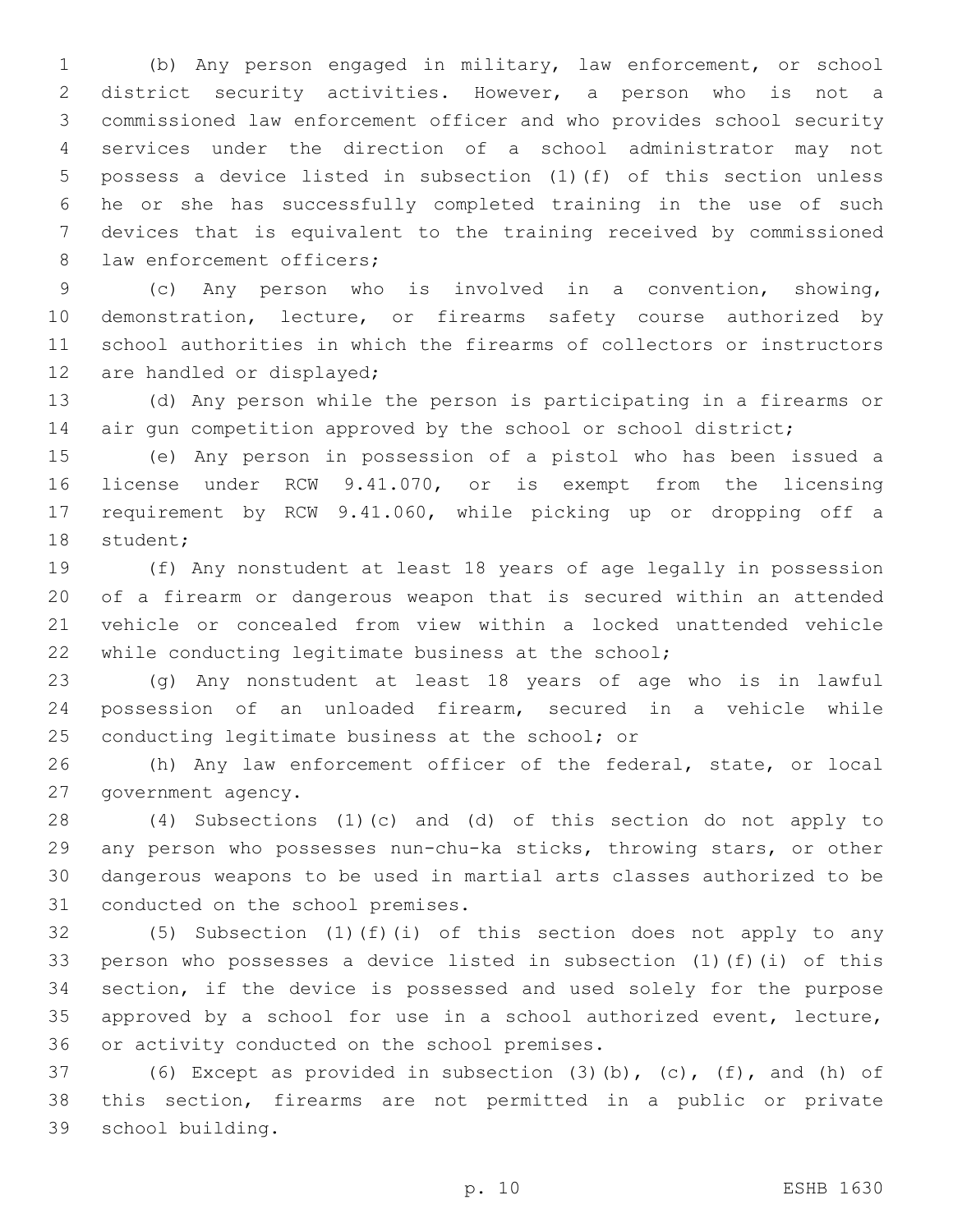(b) Any person engaged in military, law enforcement, or school district security activities. However, a person who is not a commissioned law enforcement officer and who provides school security services under the direction of a school administrator may not possess a device listed in subsection (1)(f) of this section unless he or she has successfully completed training in the use of such devices that is equivalent to the training received by commissioned law enforcement officers;

(c) Any person who is involved in a convention, showing, demonstration, lecture, or firearms safety course authorized by school authorities in which the firearms of collectors or instructors are handled or displayed;

(d) Any person while the person is participating in a firearms or air gun competition approved by the school or school district;

(e) Any person in possession of a pistol who has been issued a license under RCW 9.41.070, or is exempt from the licensing requirement by RCW 9.41.060, while picking up or dropping off a student;

(f) Any nonstudent at least 18 years of age legally in possession of a firearm or dangerous weapon that is secured within an attended vehicle or concealed from view within a locked unattended vehicle while conducting legitimate business at the school;

(g) Any nonstudent at least 18 years of age who is in lawful possession of an unloaded firearm, secured in a vehicle while conducting legitimate business at the school; or

(h) Any law enforcement officer of the federal, state, or local government agency.

(4) Subsections (1)(c) and (d) of this section do not apply to any person who possesses nun-chu-ka sticks, throwing stars, or other dangerous weapons to be used in martial arts classes authorized to be conducted on the school premises.

(5) Subsection (1)(f)(i) of this section does not apply to any person who possesses a device listed in subsection (1)(f)(i) of this section, if the device is possessed and used solely for the purpose approved by a school for use in a school authorized event, lecture, or activity conducted on the school premises.

(6) Except as provided in subsection (3)(b), (c), (f), and (h) of this section, firearms are not permitted in a public or private school building.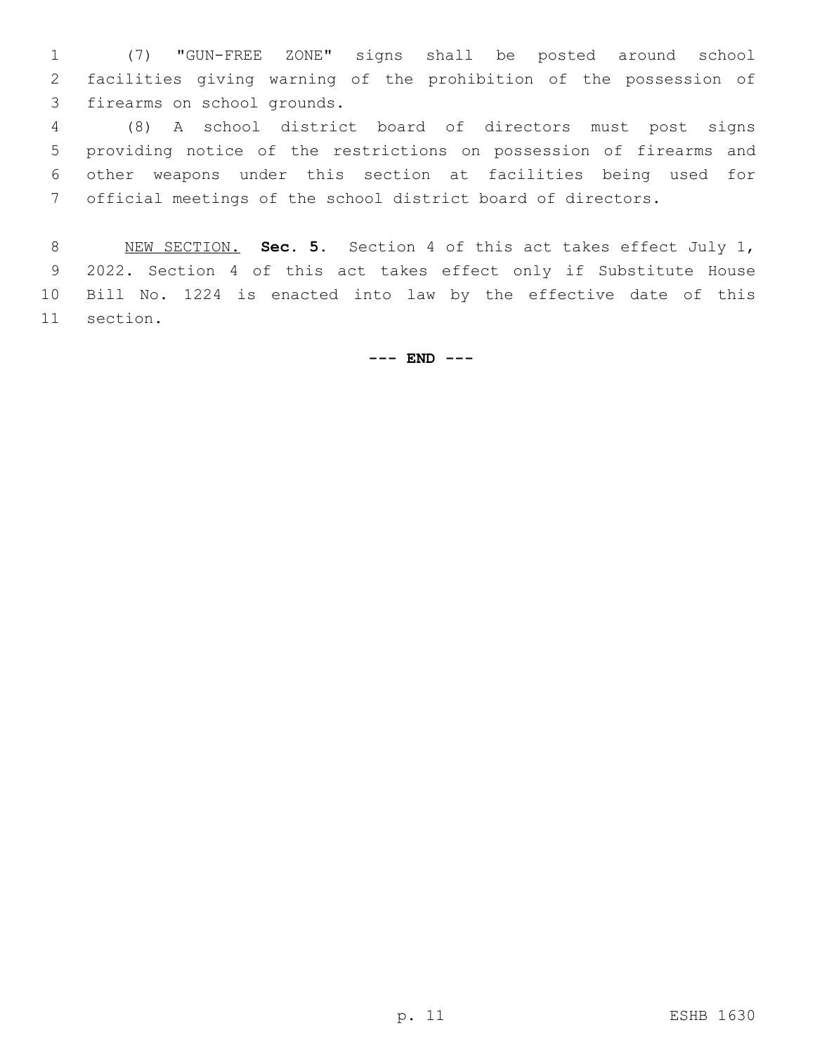(7) "GUN-FREE ZONE" signs shall be posted around school facilities giving warning of the prohibition of the possession of firearms on school grounds.

(8) A school district board of directors must post signs providing notice of the restrictions on possession of firearms and other weapons under this section at facilities being used for official meetings of the school district board of directors.

NEW SECTION. **Sec. 5.** Section 4 of this act takes effect July 1, 2022. Section 4 of this act takes effect only if Substitute House Bill No. 1224 is enacted into law by the effective date of this section.

**--- END ---**